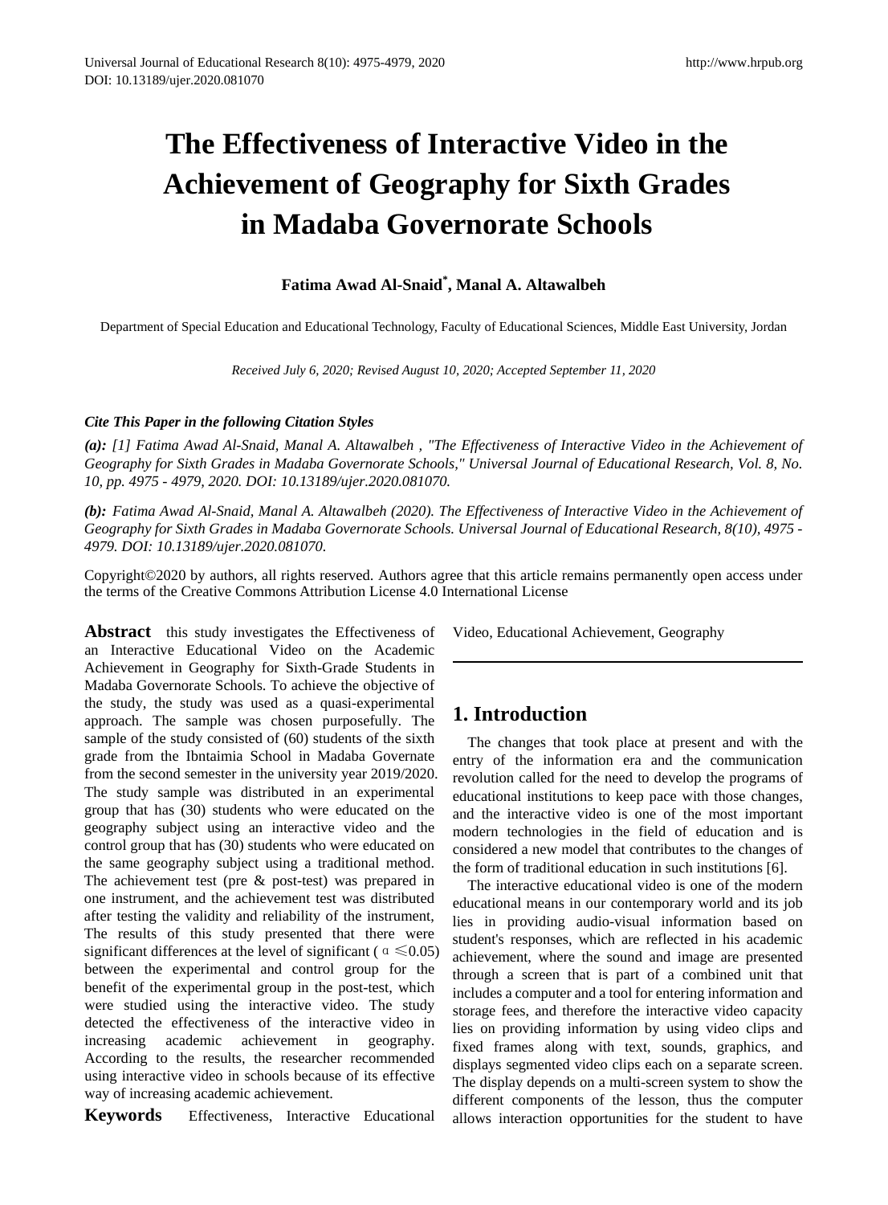# The Effectiveness of Interactive Video in the Achievement of Geography for Sixth Grades in Madaba Governorate Schools

**Fatima Awad Al-Snaid*, Manal A. Altawalbeh**

Department of Special Education and Educational Technology, Faculty of Educational Sciences, Middle East University, Jordan

*Received July 6, 2020; Revised August 10, 2020; Accepted September 11, 2020*

***Cite This Paper in the following Citation Styles***

***(a):*** *[1] Fatima Awad Al-Snaid, Manal A. Altawalbeh , "The Effectiveness of Interactive Video in the Achievement of Geography for Sixth Grades in Madaba Governorate Schools," Universal Journal of Educational Research, Vol. 8, No. 10, pp. 4975 - 4979, 2020. DOI: 10.13189/ujer.2020.081070.*

***(b):*** *Fatima Awad Al-Snaid, Manal A. Altawalbeh (2020). The Effectiveness of Interactive Video in the Achievement of Geography for Sixth Grades in Madaba Governorate Schools. Universal Journal of Educational Research, 8(10), 4975 - 4979. DOI: 10.13189/ujer.2020.081070.*

Copyright©2020 by authors, all rights reserved. Authors agree that this article remains permanently open access under the terms of the Creative Commons Attribution License 4.0 International License

**Abstract** this study investigates the Effectiveness of an Interactive Educational Video on the Academic Achievement in Geography for Sixth-Grade Students in Madaba Governorate Schools. To achieve the objective of the study, the study was used as a quasi-experimental approach. The sample was chosen purposefully. The sample of the study consisted of (60) students of the sixth grade from the Ibntaimia School in Madaba Governate from the second semester in the university year 2019/2020. The study sample was distributed in an experimental group that has (30) students who were educated on the geography subject using an interactive video and the control group that has (30) students who were educated on the same geography subject using a traditional method. The achievement test (pre & post-test) was prepared in one instrument, and the achievement test was distributed after testing the validity and reliability of the instrument, The results of this study presented that there were significant differences at the level of significant ( $\alpha \leq 0.05$) between the experimental and control group for the benefit of the experimental group in the post-test, which were studied using the interactive video. The study detected the effectiveness of the interactive video in increasing academic achievement in geography. According to the results, the researcher recommended using interactive video in schools because of its effective way of increasing academic achievement.

**Keywords** Effectiveness, Interactive Educational Video, Educational Achievement, Geography

## 1. Introduction

The changes that took place at present and with the entry of the information era and the communication revolution called for the need to develop the programs of educational institutions to keep pace with those changes, and the interactive video is one of the most important modern technologies in the field of education and is considered a new model that contributes to the changes of the form of traditional education in such institutions [6].

The interactive educational video is one of the modern educational means in our contemporary world and its job lies in providing audio-visual information based on student's responses, which are reflected in his academic achievement, where the sound and image are presented through a screen that is part of a combined unit that includes a computer and a tool for entering information and storage fees, and therefore the interactive video capacity lies on providing information by using video clips and fixed frames along with text, sounds, graphics, and displays segmented video clips each on a separate screen. The display depends on a multi-screen system to show the different components of the lesson, thus the computer allows interaction opportunities for the student to have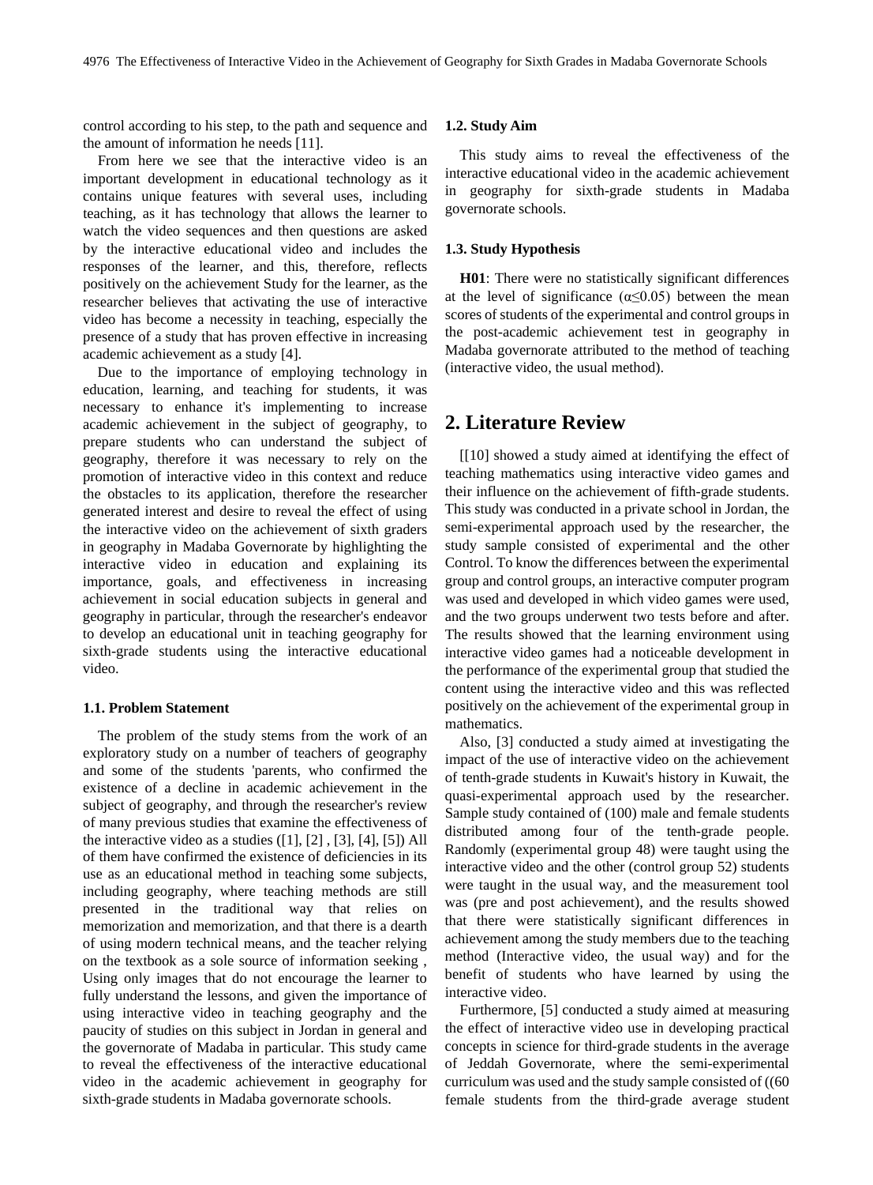control according to his step, to the path and sequence and the amount of information he needs [11].

From here we see that the interactive video is an important development in educational technology as it contains unique features with several uses, including teaching, as it has technology that allows the learner to watch the video sequences and then questions are asked by the interactive educational video and includes the responses of the learner, and this, therefore, reflects positively on the achievement Study for the learner, as the researcher believes that activating the use of interactive video has become a necessity in teaching, especially the presence of a study that has proven effective in increasing academic achievement as a study [4].

Due to the importance of employing technology in education, learning, and teaching for students, it was necessary to enhance it's implementing to increase academic achievement in the subject of geography, to prepare students who can understand the subject of geography, therefore it was necessary to rely on the promotion of interactive video in this context and reduce the obstacles to its application, therefore the researcher generated interest and desire to reveal the effect of using the interactive video on the achievement of sixth graders in geography in Madaba Governorate by highlighting the interactive video in education and explaining its importance, goals, and effectiveness in increasing achievement in social education subjects in general and geography in particular, through the researcher's endeavor to develop an educational unit in teaching geography for sixth-grade students using the interactive educational video.

### 1.1. Problem Statement

The problem of the study stems from the work of an exploratory study on a number of teachers of geography and some of the students 'parents, who confirmed the existence of a decline in academic achievement in the subject of geography, and through the researcher's review of many previous studies that examine the effectiveness of the interactive video as a studies ([1], [2] , [3], [4], [5]) All of them have confirmed the existence of deficiencies in its use as an educational method in teaching some subjects, including geography, where teaching methods are still presented in the traditional way that relies on memorization and memorization, and that there is a dearth of using modern technical means, and the teacher relying on the textbook as a sole source of information seeking , Using only images that do not encourage the learner to fully understand the lessons, and given the importance of using interactive video in teaching geography and the paucity of studies on this subject in Jordan in general and the governorate of Madaba in particular. This study came to reveal the effectiveness of the interactive educational video in the academic achievement in geography for sixth-grade students in Madaba governorate schools.

### 1.2. Study Aim

This study aims to reveal the effectiveness of the interactive educational video in the academic achievement in geography for sixth-grade students in Madaba governorate schools.

### 1.3. Study Hypothesis

**H01**: There were no statistically significant differences at the level of significance ($\alpha \leq 0.05$) between the mean scores of students of the experimental and control groups in the post-academic achievement test in geography in Madaba governorate attributed to the method of teaching (interactive video, the usual method).

## 2. Literature Review

[[10] showed a study aimed at identifying the effect of teaching mathematics using interactive video games and their influence on the achievement of fifth-grade students. This study was conducted in a private school in Jordan, the semi-experimental approach used by the researcher, the study sample consisted of experimental and the other Control. To know the differences between the experimental group and control groups, an interactive computer program was used and developed in which video games were used, and the two groups underwent two tests before and after. The results showed that the learning environment using interactive video games had a noticeable development in the performance of the experimental group that studied the content using the interactive video and this was reflected positively on the achievement of the experimental group in mathematics.

Also, [3] conducted a study aimed at investigating the impact of the use of interactive video on the achievement of tenth-grade students in Kuwait's history in Kuwait, the quasi-experimental approach used by the researcher. Sample study contained of (100) male and female students distributed among four of the tenth-grade people. Randomly (experimental group 48) were taught using the interactive video and the other (control group 52) students were taught in the usual way, and the measurement tool was (pre and post achievement), and the results showed that there were statistically significant differences in achievement among the study members due to the teaching method (Interactive video, the usual way) and for the benefit of students who have learned by using the interactive video.

Furthermore, [5] conducted a study aimed at measuring the effect of interactive video use in developing practical concepts in science for third-grade students in the average of Jeddah Governorate, where the semi-experimental curriculum was used and the study sample consisted of ((60 female students from the third-grade average student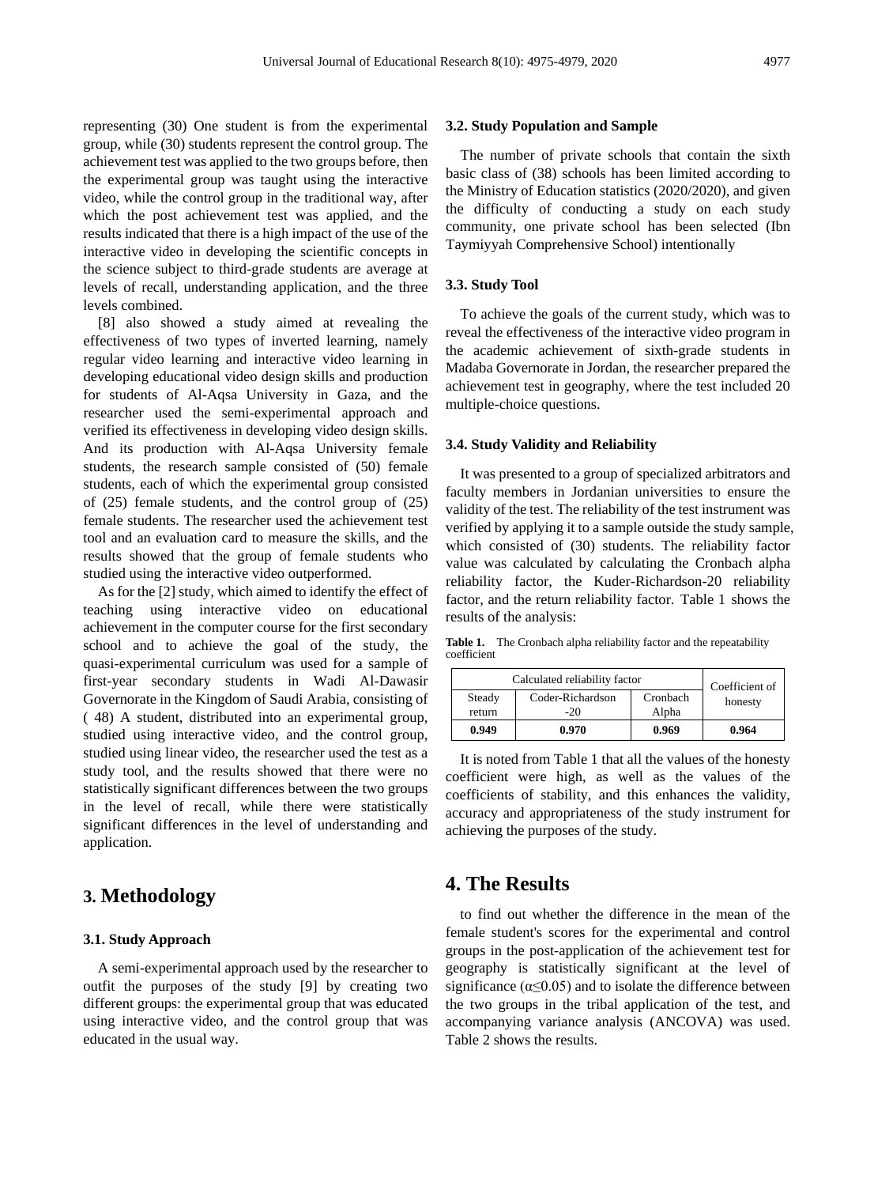representing (30) One student is from the experimental group, while (30) students represent the control group. The achievement test was applied to the two groups before, then the experimental group was taught using the interactive video, while the control group in the traditional way, after which the post achievement test was applied, and the results indicated that there is a high impact of the use of the interactive video in developing the scientific concepts in the science subject to third-grade students are average at levels of recall, understanding application, and the three levels combined.

[8] also showed a study aimed at revealing the effectiveness of two types of inverted learning, namely regular video learning and interactive video learning in developing educational video design skills and production for students of Al-Aqsa University in Gaza, and the researcher used the semi-experimental approach and verified its effectiveness in developing video design skills. And its production with Al-Aqsa University female students, the research sample consisted of (50) female students, each of which the experimental group consisted of (25) female students, and the control group of (25) female students. The researcher used the achievement test tool and an evaluation card to measure the skills, and the results showed that the group of female students who studied using the interactive video outperformed.

As for the [2] study, which aimed to identify the effect of teaching using interactive video on educational achievement in the computer course for the first secondary school and to achieve the goal of the study, the quasi-experimental curriculum was used for a sample of first-year secondary students in Wadi Al-Dawasir Governorate in the Kingdom of Saudi Arabia, consisting of ( 48) A student, distributed into an experimental group, studied using interactive video, and the control group, studied using linear video, the researcher used the test as a study tool, and the results showed that there were no statistically significant differences between the two groups in the level of recall, while there were statistically significant differences in the level of understanding and application.

# 3. Methodology

### 3.1. Study Approach

A semi-experimental approach used by the researcher to outfit the purposes of the study [9] by creating two different groups: the experimental group that was educated using interactive video, and the control group that was educated in the usual way.

### 3.2. Study Population and Sample

The number of private schools that contain the sixth basic class of (38) schools has been limited according to the Ministry of Education statistics (2020/2020), and given the difficulty of conducting a study on each study community, one private school has been selected (Ibn Taymiyyah Comprehensive School) intentionally

### 3.3. Study Tool

To achieve the goals of the current study, which was to reveal the effectiveness of the interactive video program in the academic achievement of sixth-grade students in Madaba Governorate in Jordan, the researcher prepared the achievement test in geography, where the test included 20 multiple-choice questions.

### 3.4. Study Validity and Reliability

It was presented to a group of specialized arbitrators and faculty members in Jordanian universities to ensure the validity of the test. The reliability of the test instrument was verified by applying it to a sample outside the study sample, which consisted of (30) students. The reliability factor value was calculated by calculating the Cronbach alpha reliability factor, the Kuder-Richardson-20 reliability factor, and the return reliability factor. Table 1 shows the results of the analysis:

**Table 1.** The Cronbach alpha reliability factor and the repeatability coefficient

| Calculated reliability factor | | | Coefficient of honesty |
|---|---|---|---|
| Steady return | Coder-Richardson -20 | Cronbach Alpha | |
| **0.949** | **0.970** | **0.969** | **0.964** |

It is noted from Table 1 that all the values of the honesty coefficient were high, as well as the values of the coefficients of stability, and this enhances the validity, accuracy and appropriateness of the study instrument for achieving the purposes of the study.

# 4. The Results

to find out whether the difference in the mean of the female student's scores for the experimental and control groups in the post-application of the achievement test for geography is statistically significant at the level of significance ($\alpha \leq 0.05$) and to isolate the difference between the two groups in the tribal application of the test, and accompanying variance analysis (ANCOVA) was used. Table 2 shows the results.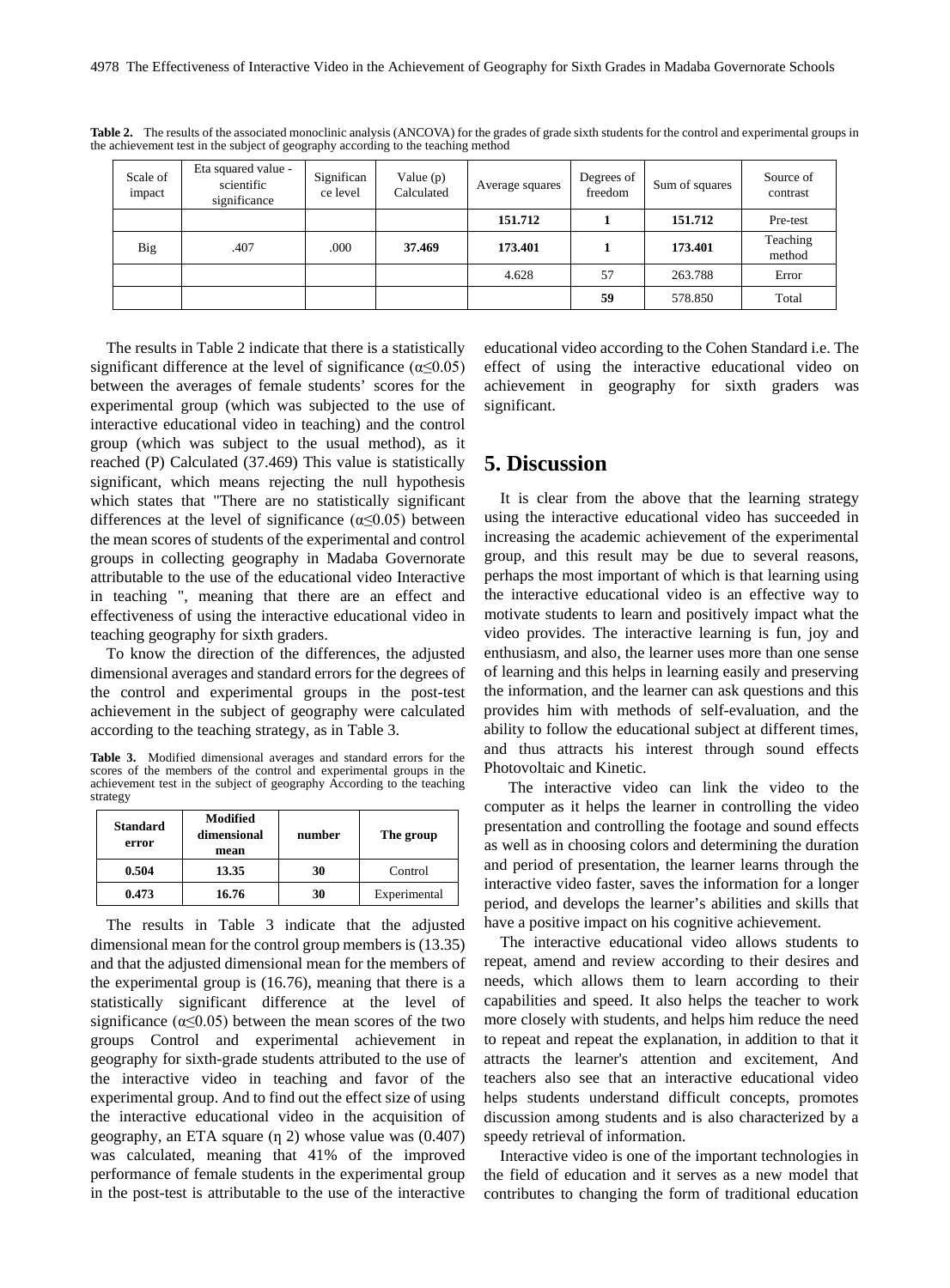**Table 2.** The results of the associated monoclinic analysis (ANCOVA) for the grades of grade sixth students for the control and experimental groups in the achievement test in the subject of geography according to the teaching method

| Scale of impact | Eta squared value - scientific significance | Significance level | Value (p) Calculated | Average squares | Degrees of freedom | Sum of squares | Source of contrast |
|---|---|---|---|---|---|---|---|
| | | | | **151.712** | **1** | **151.712** | Pre-test |
| Big | .407 | .000 | **37.469** | **173.401** | **1** | **173.401** | Teaching method |
| | | | | 4.628 | 57 | 263.788 | Error |
| | | | | | **59** | 578.850 | Total |

The results in Table 2 indicate that there is a statistically significant difference at the level of significance ($\alpha \leq 0.05$) between the averages of female students' scores for the experimental group (which was subjected to the use of interactive educational video in teaching) and the control group (which was subject to the usual method), as it reached (P) Calculated (37.469) This value is statistically significant, which means rejecting the null hypothesis which states that "There are no statistically significant differences at the level of significance ($\alpha \leq 0.05$) between the mean scores of students of the experimental and control groups in collecting geography in Madaba Governorate attributable to the use of the educational video Interactive in teaching ", meaning that there are an effect and effectiveness of using the interactive educational video in teaching geography for sixth graders.

To know the direction of the differences, the adjusted dimensional averages and standard errors for the degrees of the control and experimental groups in the post-test achievement in the subject of geography were calculated according to the teaching strategy, as in Table 3.

**Table 3.** Modified dimensional averages and standard errors for the scores of the members of the control and experimental groups in the achievement test in the subject of geography According to the teaching strategy

| Standard error | Modified dimensional mean | number | The group |
|---|---|---|---|
| **0.504** | **13.35** | **30** | Control |
| **0.473** | **16.76** | **30** | Experimental |

The results in Table 3 indicate that the adjusted dimensional mean for the control group members is (13.35) and that the adjusted dimensional mean for the members of the experimental group is (16.76), meaning that there is a statistically significant difference at the level of significance ($\alpha \leq 0.05$) between the mean scores of the two groups Control and experimental achievement in geography for sixth-grade students attributed to the use of the interactive video in teaching and favor of the experimental group. And to find out the effect size of using the interactive educational video in the acquisition of geography, an ETA square ($\eta$ 2) whose value was (0.407) was calculated, meaning that 41% of the improved performance of female students in the experimental group in the post-test is attributable to the use of the interactive educational video according to the Cohen Standard i.e. The effect of using the interactive educational video on achievement in geography for sixth graders was significant.

## 5. Discussion

It is clear from the above that the learning strategy using the interactive educational video has succeeded in increasing the academic achievement of the experimental group, and this result may be due to several reasons, perhaps the most important of which is that learning using the interactive educational video is an effective way to motivate students to learn and positively impact what the video provides. The interactive learning is fun, joy and enthusiasm, and also, the learner uses more than one sense of learning and this helps in learning easily and preserving the information, and the learner can ask questions and this provides him with methods of self-evaluation, and the ability to follow the educational subject at different times, and thus attracts his interest through sound effects Photovoltaic and Kinetic.

The interactive video can link the video to the computer as it helps the learner in controlling the video presentation and controlling the footage and sound effects as well as in choosing colors and determining the duration and period of presentation, the learner learns through the interactive video faster, saves the information for a longer period, and develops the learner's abilities and skills that have a positive impact on his cognitive achievement.

The interactive educational video allows students to repeat, amend and review according to their desires and needs, which allows them to learn according to their capabilities and speed. It also helps the teacher to work more closely with students, and helps him reduce the need to repeat and repeat the explanation, in addition to that it attracts the learner's attention and excitement, And teachers also see that an interactive educational video helps students understand difficult concepts, promotes discussion among students and is also characterized by a speedy retrieval of information.

Interactive video is one of the important technologies in the field of education and it serves as a new model that contributes to changing the form of traditional education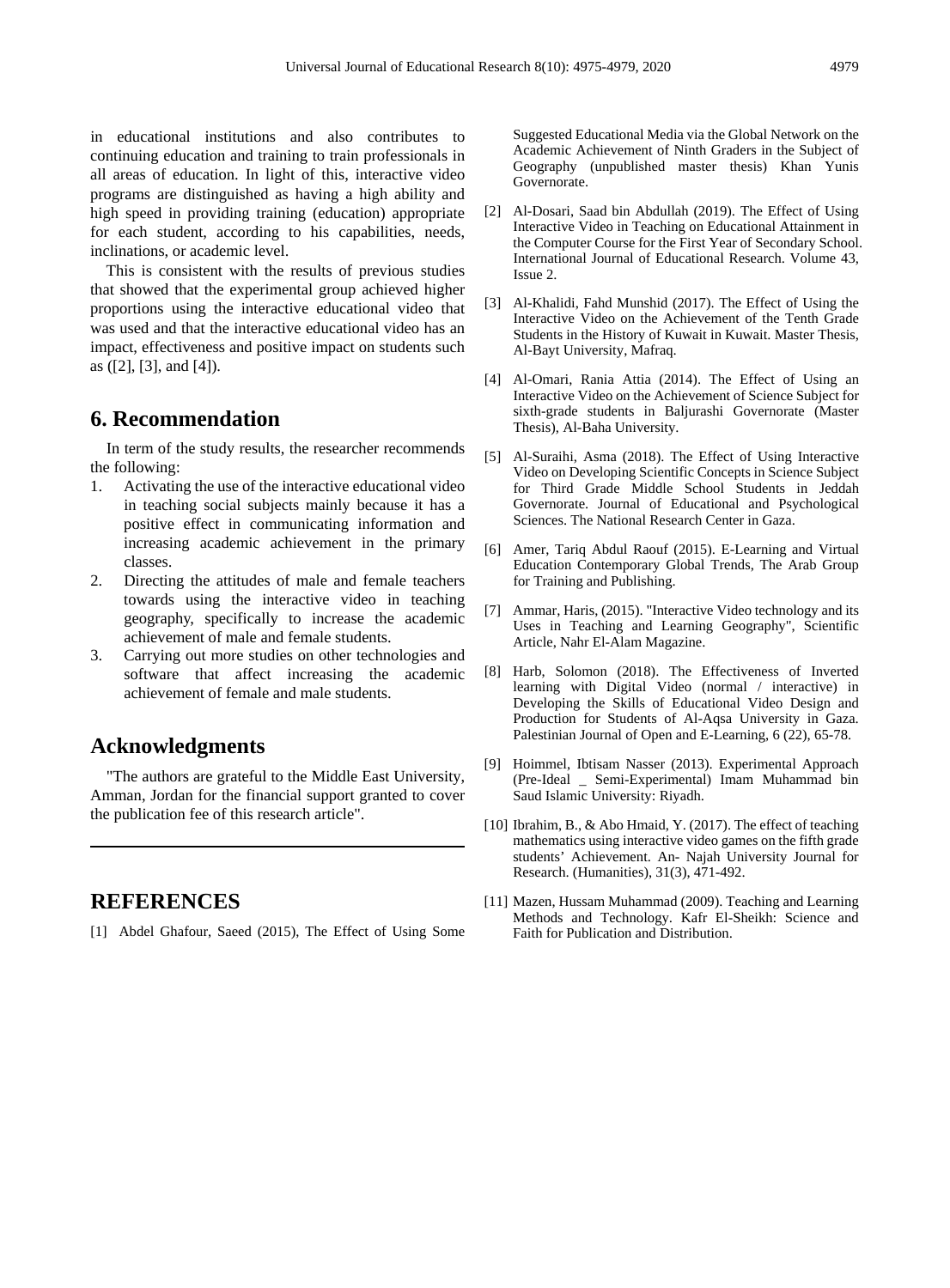in educational institutions and also contributes to continuing education and training to train professionals in all areas of education. In light of this, interactive video programs are distinguished as having a high ability and high speed in providing training (education) appropriate for each student, according to his capabilities, needs, inclinations, or academic level.

This is consistent with the results of previous studies that showed that the experimental group achieved higher proportions using the interactive educational video that was used and that the interactive educational video has an impact, effectiveness and positive impact on students such as ([2], [3], and [4]).

## 6. Recommendation

In term of the study results, the researcher recommends the following:

1. Activating the use of the interactive educational video in teaching social subjects mainly because it has a positive effect in communicating information and increasing academic achievement in the primary classes.
2. Directing the attitudes of male and female teachers towards using the interactive video in teaching geography, specifically to increase the academic achievement of male and female students.
3. Carrying out more studies on other technologies and software that affect increasing the academic achievement of female and male students.

## Acknowledgments

"The authors are grateful to the Middle East University, Amman, Jordan for the financial support granted to cover the publication fee of this research article".

## REFERENCES

[1] Abdel Ghafour, Saeed (2015), The Effect of Using Some Suggested Educational Media via the Global Network on the Academic Achievement of Ninth Graders in the Subject of Geography (unpublished master thesis) Khan Yunis Governorate.

[2] Al-Dosari, Saad bin Abdullah (2019). The Effect of Using Interactive Video in Teaching on Educational Attainment in the Computer Course for the First Year of Secondary School. International Journal of Educational Research. Volume 43, Issue 2.

[3] Al-Khalidi, Fahd Munshid (2017). The Effect of Using the Interactive Video on the Achievement of the Tenth Grade Students in the History of Kuwait in Kuwait. Master Thesis, Al-Bayt University, Mafraq.

[4] Al-Omari, Rania Attia (2014). The Effect of Using an Interactive Video on the Achievement of Science Subject for sixth-grade students in Baljurashi Governorate (Master Thesis), Al-Baha University.

[5] Al-Suraihi, Asma (2018). The Effect of Using Interactive Video on Developing Scientific Concepts in Science Subject for Third Grade Middle School Students in Jeddah Governorate. Journal of Educational and Psychological Sciences. The National Research Center in Gaza.

[6] Amer, Tariq Abdul Raouf (2015). E-Learning and Virtual Education Contemporary Global Trends, The Arab Group for Training and Publishing.

[7] Ammar, Haris, (2015). "Interactive Video technology and its Uses in Teaching and Learning Geography", Scientific Article, Nahr El-Alam Magazine.

[8] Harb, Solomon (2018). The Effectiveness of Inverted learning with Digital Video (normal / interactive) in Developing the Skills of Educational Video Design and Production for Students of Al-Aqsa University in Gaza. Palestinian Journal of Open and E-Learning, 6 (22), 65-78.

[9] Hoimmel, Ibtisam Nasser (2013). Experimental Approach (Pre-Ideal _ Semi-Experimental) Imam Muhammad bin Saud Islamic University: Riyadh.

[10] Ibrahim, B., & Abo Hmaid, Y. (2017). The effect of teaching mathematics using interactive video games on the fifth grade students' Achievement. An- Najah University Journal for Research. (Humanities), 31(3), 471-492.

[11] Mazen, Hussam Muhammad (2009). Teaching and Learning Methods and Technology. Kafr El-Sheikh: Science and Faith for Publication and Distribution.